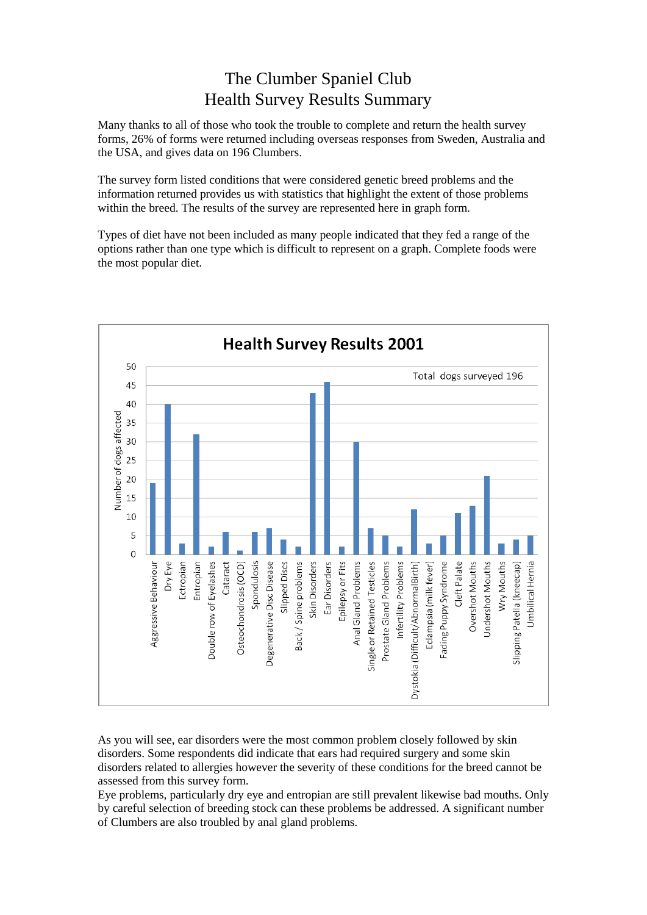# The Clumber Spaniel Club
## Health Survey Results Summary

Many thanks to all of those who took the trouble to complete and return the health survey forms, 26% of forms were returned including overseas responses from Sweden, Australia and the USA, and gives data on 196 Clumbers.

The survey form listed conditions that were considered genetic breed problems and the information returned provides us with statistics that highlight the extent of those problems within the breed. The results of the survey are represented here in graph form.

Types of diet have not been included as many people indicated that they fed a range of the options rather than one type which is difficult to represent on a graph. Complete foods were the most popular diet.

**Health Survey Results 2001**

Total dogs surveyed 196

| Condition | Number of dogs affected |
|---|---|
| Aggressive Behaviour | 19 |
| Dry Eye | 40 |
| Ectropian | 3 |
| Entropian | 32 |
| Double row of Eyelashes | 2 |
| Cataract | 6 |
| Osteochondrosis (OCD) | 1 |
| Spondulosis | 6 |
| Degenerative Disc Disease | 7 |
| Slipped Discs | 4 |
| Back / Spine problems | 2 |
| Skin Disorders | 43 |
| Ear Disorders | 46 |
| Epilepsy or Fits | 2 |
| Anal Gland Problems | 30 |
| Single or Retained Testicles | 7 |
| Prostate Gland Problems | 5 |
| Infertility Problems | 2 |
| Dystokia (Difficult/AbnormalBirth) | 12 |
| Eclampsia (milk fever) | 3 |
| Fading Puppy Syndrome | 5 |
| Cleft Palate | 11 |
| Overshot Mouths | 13 |
| Undershot Mouths | 21 |
| Wry Mouths | 3 |
| Slipping Patella (kneecap) | 4 |
| Umbilical Hernia | 5 |

As you will see, ear disorders were the most common problem closely followed by skin disorders. Some respondents did indicate that ears had required surgery and some skin disorders related to allergies however the severity of these conditions for the breed cannot be assessed from this survey form.

Eye problems, particularly dry eye and entropian are still prevalent likewise bad mouths. Only by careful selection of breeding stock can these problems be addressed. A significant number of Clumbers are also troubled by anal gland problems.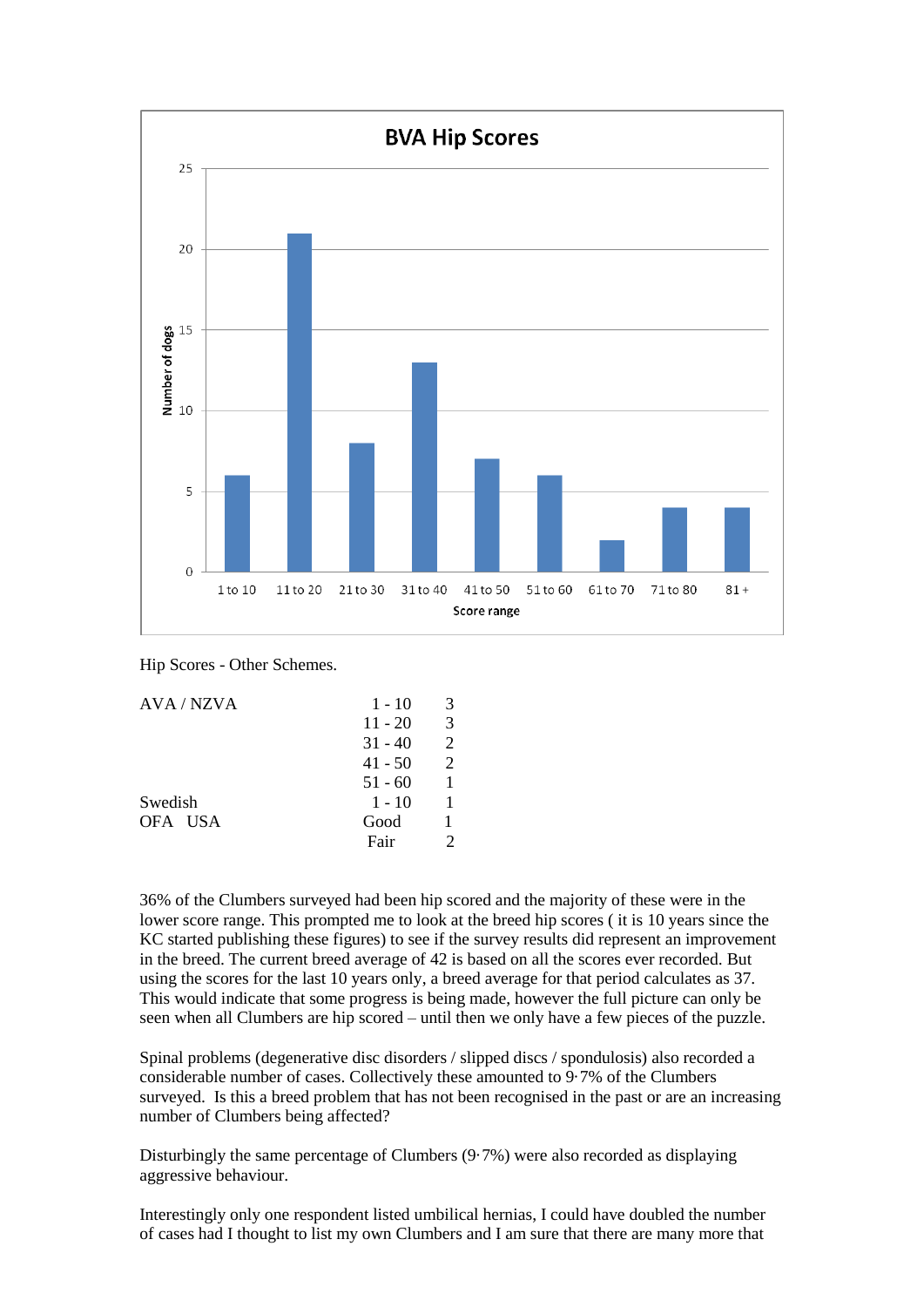**BVA Hip Scores**

| Score range | Number of dogs |
|---|---|
| 1 to 10 | 6 |
| 11 to 20 | 21 |
| 21 to 30 | 8 |
| 31 to 40 | 13 |
| 41 to 50 | 7 |
| 51 to 60 | 6 |
| 61 to 70 | 2 |
| 71 to 80 | 4 |
| 81 + | 4 |

Hip Scores - Other Schemes.

| Scheme | Score | Number |
|---|---|---|
| AVA / NZVA | 1 - 10 | 3 |
| | 11 - 20 | 3 |
| | 31 - 40 | 2 |
| | 41 - 50 | 2 |
| | 51 - 60 | 1 |
| Swedish | 1 - 10 | 1 |
| OFA USA | Good | 1 |
| | Fair | 2 |

36% of the Clumbers surveyed had been hip scored and the majority of these were in the lower score range. This prompted me to look at the breed hip scores ( it is 10 years since the KC started publishing these figures) to see if the survey results did represent an improvement in the breed. The current breed average of 42 is based on all the scores ever recorded. But using the scores for the last 10 years only, a breed average for that period calculates as 37. This would indicate that some progress is being made, however the full picture can only be seen when all Clumbers are hip scored – until then we only have a few pieces of the puzzle.

Spinal problems (degenerative disc disorders / slipped discs / spondulosis) also recorded a considerable number of cases. Collectively these amounted to 9·7% of the Clumbers surveyed. Is this a breed problem that has not been recognised in the past or are an increasing number of Clumbers being affected?

Disturbingly the same percentage of Clumbers (9·7%) were also recorded as displaying aggressive behaviour.

Interestingly only one respondent listed umbilical hernias, I could have doubled the number of cases had I thought to list my own Clumbers and I am sure that there are many more that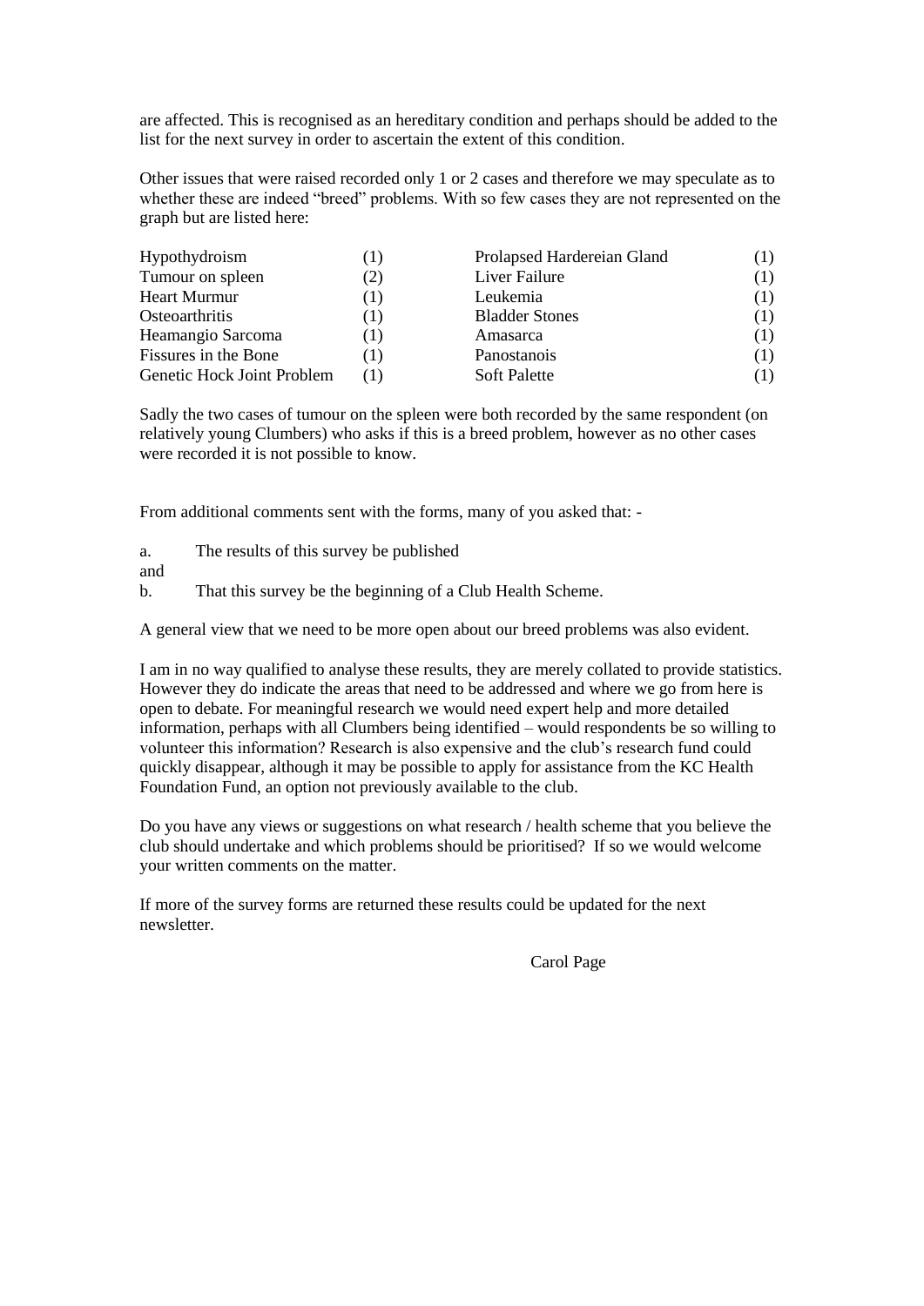are affected. This is recognised as an hereditary condition and perhaps should be added to the list for the next survey in order to ascertain the extent of this condition.

Other issues that were raised recorded only 1 or 2 cases and therefore we may speculate as to whether these are indeed "breed" problems. With so few cases they are not represented on the graph but are listed here:

| | | | |
|---|---|---|---|
| Hypothydroism | (1) | Prolapsed Hardereian Gland | (1) |
| Tumour on spleen | (2) | Liver Failure | (1) |
| Heart Murmur | (1) | Leukemia | (1) |
| Osteoarthritis | (1) | Bladder Stones | (1) |
| Heamangio Sarcoma | (1) | Amasarca | (1) |
| Fissures in the Bone | (1) | Panostanois | (1) |
| Genetic Hock Joint Problem | (1) | Soft Palette | (1) |

Sadly the two cases of tumour on the spleen were both recorded by the same respondent (on relatively young Clumbers) who asks if this is a breed problem, however as no other cases were recorded it is not possible to know.

From additional comments sent with the forms, many of you asked that: -

a. The results of this survey be published

and

b. That this survey be the beginning of a Club Health Scheme.

A general view that we need to be more open about our breed problems was also evident.

I am in no way qualified to analyse these results, they are merely collated to provide statistics. However they do indicate the areas that need to be addressed and where we go from here is open to debate. For meaningful research we would need expert help and more detailed information, perhaps with all Clumbers being identified – would respondents be so willing to volunteer this information? Research is also expensive and the club's research fund could quickly disappear, although it may be possible to apply for assistance from the KC Health Foundation Fund, an option not previously available to the club.

Do you have any views or suggestions on what research / health scheme that you believe the club should undertake and which problems should be prioritised? If so we would welcome your written comments on the matter.

If more of the survey forms are returned these results could be updated for the next newsletter.

Carol Page